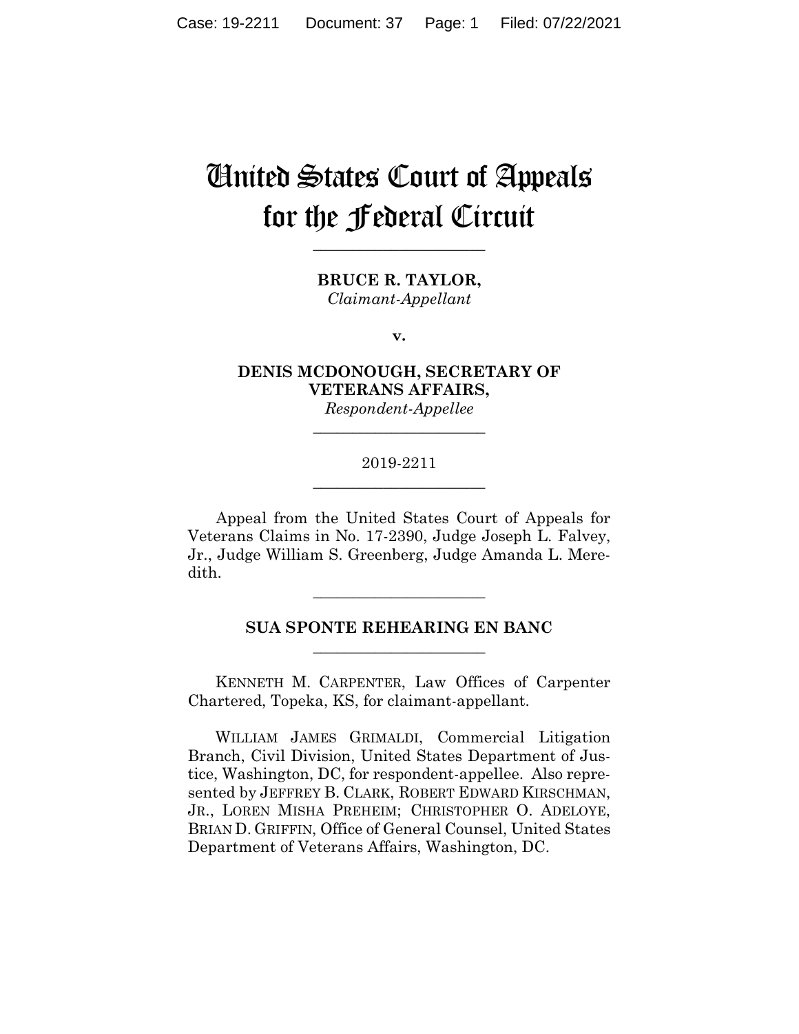# United States Court of Appeals for the Federal Circuit

______________________

**BRUCE R. TAYLOR,**
*Claimant-Appellant*

**v.**

**DENIS MCDONOUGH, SECRETARY OF VETERANS AFFAIRS,**
*Respondent-Appellee*

______________________

2019-2211

______________________

Appeal from the United States Court of Appeals for Veterans Claims in No. 17-2390, Judge Joseph L. Falvey, Jr., Judge William S. Greenberg, Judge Amanda L. Meredith.

______________________

**SUA SPONTE REHEARING EN BANC**

______________________

KENNETH M. CARPENTER, Law Offices of Carpenter Chartered, Topeka, KS, for claimant-appellant.

WILLIAM JAMES GRIMALDI, Commercial Litigation Branch, Civil Division, United States Department of Justice, Washington, DC, for respondent-appellee. Also represented by JEFFREY B. CLARK, ROBERT EDWARD KIRSCHMAN, JR., LOREN MISHA PREHEIM; CHRISTOPHER O. ADELOYE, BRIAN D. GRIFFIN, Office of General Counsel, United States Department of Veterans Affairs, Washington, DC.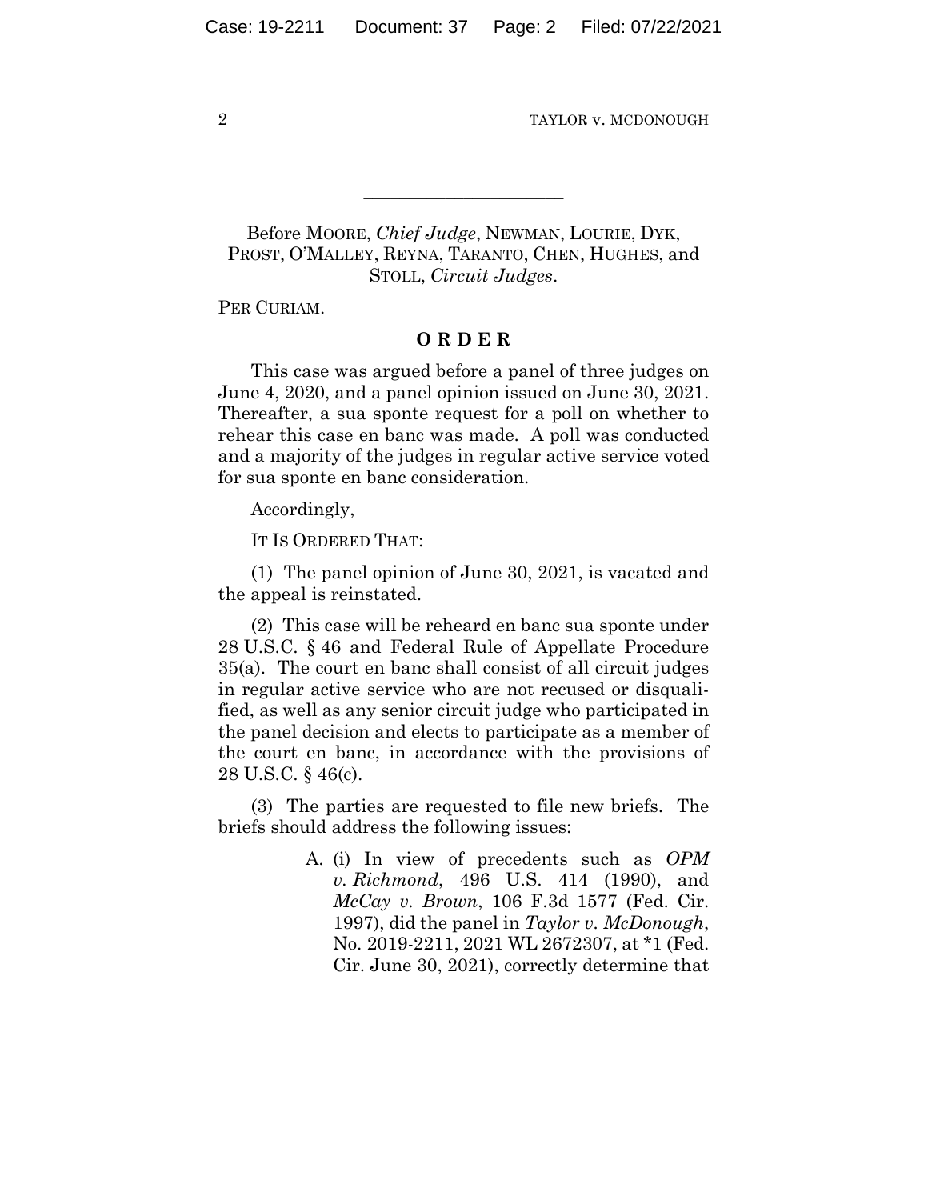---

Before MOORE, *Chief Judge*, NEWMAN, LOURIE, DYK, PROST, O'MALLEY, REYNA, TARANTO, CHEN, HUGHES, and STOLL, *Circuit Judges*.

PER CURIAM.

**O R D E R**

This case was argued before a panel of three judges on June 4, 2020, and a panel opinion issued on June 30, 2021. Thereafter, a sua sponte request for a poll on whether to rehear this case en banc was made. A poll was conducted and a majority of the judges in regular active service voted for sua sponte en banc consideration.

Accordingly,

IT IS ORDERED THAT:

(1) The panel opinion of June 30, 2021, is vacated and the appeal is reinstated.

(2) This case will be reheard en banc sua sponte under 28 U.S.C. § 46 and Federal Rule of Appellate Procedure 35(a). The court en banc shall consist of all circuit judges in regular active service who are not recused or disqualified, as well as any senior circuit judge who participated in the panel decision and elects to participate as a member of the court en banc, in accordance with the provisions of 28 U.S.C. § 46(c).

(3) The parties are requested to file new briefs. The briefs should address the following issues:

> A. (i) In view of precedents such as *OPM v. Richmond*, 496 U.S. 414 (1990), and *McCay v. Brown*, 106 F.3d 1577 (Fed. Cir. 1997), did the panel in *Taylor v. McDonough*, No. 2019-2211, 2021 WL 2672307, at *1 (Fed. Cir. June 30, 2021), correctly determine that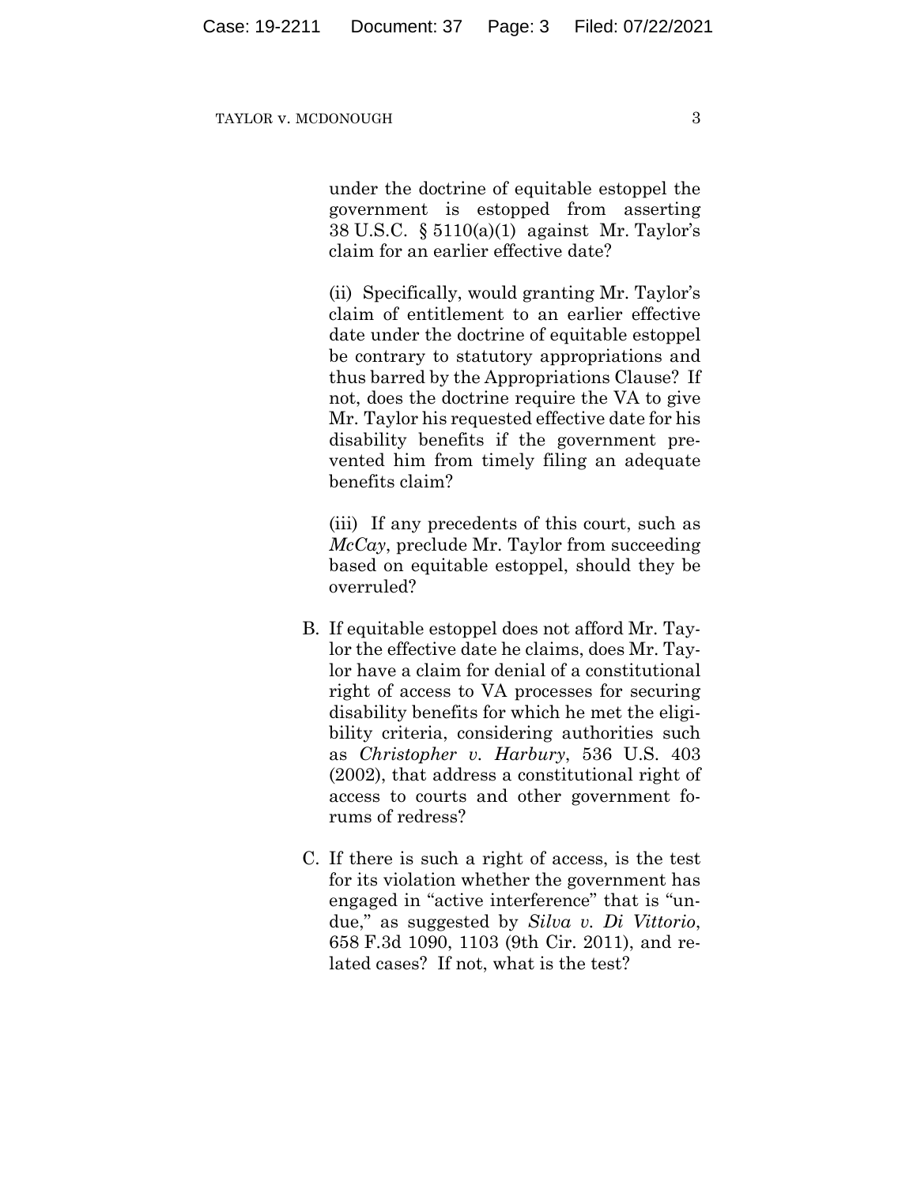under the doctrine of equitable estoppel the government is estopped from asserting 38 U.S.C. § 5110(a)(1) against Mr. Taylor's claim for an earlier effective date?

(ii) Specifically, would granting Mr. Taylor's claim of entitlement to an earlier effective date under the doctrine of equitable estoppel be contrary to statutory appropriations and thus barred by the Appropriations Clause? If not, does the doctrine require the VA to give Mr. Taylor his requested effective date for his disability benefits if the government prevented him from timely filing an adequate benefits claim?

(iii) If any precedents of this court, such as *McCay*, preclude Mr. Taylor from succeeding based on equitable estoppel, should they be overruled?

B. If equitable estoppel does not afford Mr. Taylor the effective date he claims, does Mr. Taylor have a claim for denial of a constitutional right of access to VA processes for securing disability benefits for which he met the eligibility criteria, considering authorities such as *Christopher v. Harbury*, 536 U.S. 403 (2002), that address a constitutional right of access to courts and other government forums of redress?

C. If there is such a right of access, is the test for its violation whether the government has engaged in "active interference" that is "undue," as suggested by *Silva v. Di Vittorio*, 658 F.3d 1090, 1103 (9th Cir. 2011), and related cases? If not, what is the test?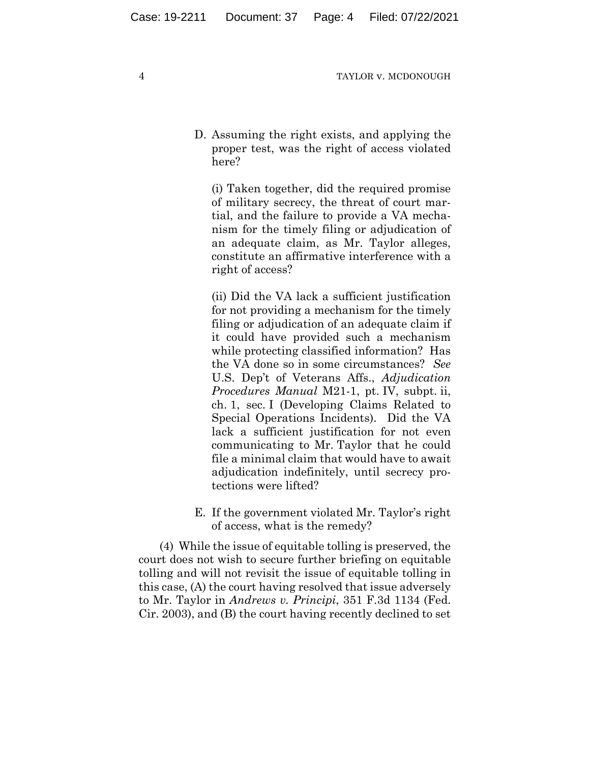D. Assuming the right exists, and applying the proper test, was the right of access violated here?

(i) Taken together, did the required promise of military secrecy, the threat of court martial, and the failure to provide a VA mechanism for the timely filing or adjudication of an adequate claim, as Mr. Taylor alleges, constitute an affirmative interference with a right of access?

(ii) Did the VA lack a sufficient justification for not providing a mechanism for the timely filing or adjudication of an adequate claim if it could have provided such a mechanism while protecting classified information? Has the VA done so in some circumstances? *See* U.S. Dep't of Veterans Affs., *Adjudication Procedures Manual* M21-1, pt. IV, subpt. ii, ch. 1, sec. I (Developing Claims Related to Special Operations Incidents). Did the VA lack a sufficient justification for not even communicating to Mr. Taylor that he could file a minimal claim that would have to await adjudication indefinitely, until secrecy protections were lifted?

E. If the government violated Mr. Taylor's right of access, what is the remedy?

(4) While the issue of equitable tolling is preserved, the court does not wish to secure further briefing on equitable tolling and will not revisit the issue of equitable tolling in this case, (A) the court having resolved that issue adversely to Mr. Taylor in *Andrews v. Principi*, 351 F.3d 1134 (Fed. Cir. 2003), and (B) the court having recently declined to set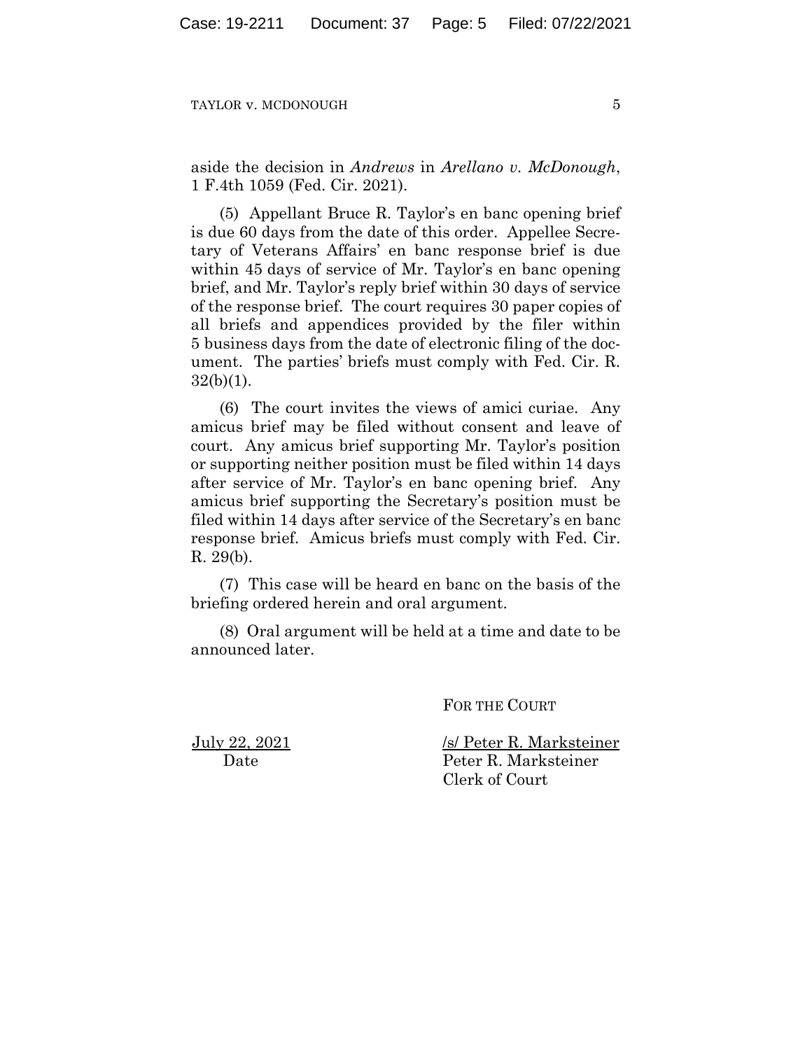aside the decision in *Andrews* in *Arellano v. McDonough*, 1 F.4th 1059 (Fed. Cir. 2021).

(5) Appellant Bruce R. Taylor's en banc opening brief is due 60 days from the date of this order. Appellee Secretary of Veterans Affairs' en banc response brief is due within 45 days of service of Mr. Taylor's en banc opening brief, and Mr. Taylor's reply brief within 30 days of service of the response brief. The court requires 30 paper copies of all briefs and appendices provided by the filer within 5 business days from the date of electronic filing of the document. The parties' briefs must comply with Fed. Cir. R. 32(b)(1).

(6) The court invites the views of amici curiae. Any amicus brief may be filed without consent and leave of court. Any amicus brief supporting Mr. Taylor's position or supporting neither position must be filed within 14 days after service of Mr. Taylor's en banc opening brief. Any amicus brief supporting the Secretary's position must be filed within 14 days after service of the Secretary's en banc response brief. Amicus briefs must comply with Fed. Cir. R. 29(b).

(7) This case will be heard en banc on the basis of the briefing ordered herein and oral argument.

(8) Oral argument will be held at a time and date to be announced later.

FOR THE COURT

July 22, 2021
Date

/s/ Peter R. Marksteiner
Peter R. Marksteiner
Clerk of Court